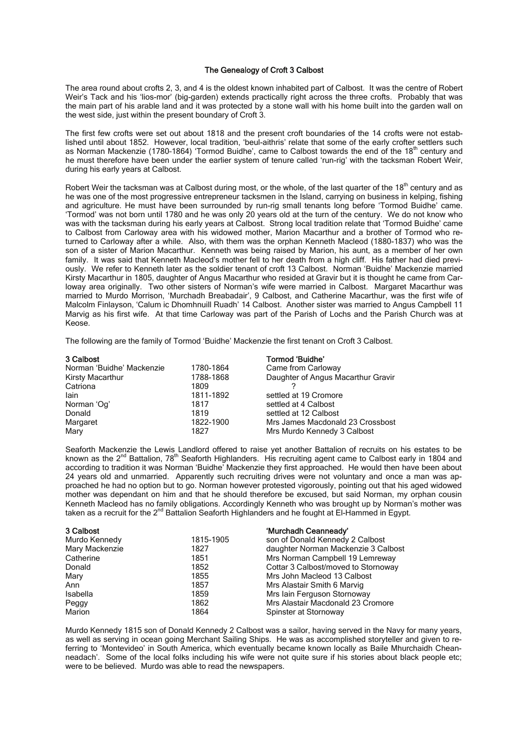# The Genealogy of Croft 3 Calbost

The area round about crofts 2, 3, and 4 is the oldest known inhabited part of Calbost. It was the centre of Robert Weir's Tack and his 'lios-mor' (big-garden) extends practically right across the three crofts. Probably that was the main part of his arable land and it was protected by a stone wall with his home built into the garden wall on the west side, just within the present boundary of Croft 3.

The first few crofts were set out about 1818 and the present croft boundaries of the 14 crofts were not established until about 1852. However, local tradition, 'beul-aithris' relate that some of the early crofter settlers such as Norman Mackenzie (1780-1864) 'Tormod Buidhe', came to Calbost towards the end of the 18th century and he must therefore have been under the earlier system of tenure called 'run-rig' with the tacksman Robert Weir, during his early years at Calbost.

Robert Weir the tacksman was at Calbost during most, or the whole, of the last quarter of the 18th century and as he was one of the most progressive entrepreneur tacksmen in the Island, carrying on business in kelping, fishing and agriculture. He must have been surrounded by run-rig small tenants long before 'Tormod Buidhe' came. 'Tormod' was not born until 1780 and he was only 20 years old at the turn of the century. We do not know who was with the tacksman during his early years at Calbost. Strong local tradition relate that 'Tormod Buidhe' came to Calbost from Carloway area with his widowed mother, Marion Macarthur and a brother of Tormod who returned to Carloway after a while. Also, with them was the orphan Kenneth Macleod (1880-1837) who was the son of a sister of Marion Macarthur. Kenneth was being raised by Marion, his aunt, as a member of her own family. It was said that Kenneth Macleod's mother fell to her death from a high cliff. His father had died previously. We refer to Kenneth later as the soldier tenant of croft 13 Calbost. Norman 'Buidhe' Mackenzie married Kirsty Macarthur in 1805, daughter of Angus Macarthur who resided at Gravir but it is thought he came from Carloway area originally. Two other sisters of Norman's wife were married in Calbost. Margaret Macarthur was married to Murdo Morrison, 'Murchadh Breabadair', 9 Calbost, and Catherine Macarthur, was the first wife of Malcolm Finlayson, 'Calum ic Dhomhnuill Ruadh' 14 Calbost. Another sister was married to Angus Campbell 11 Marvig as his first wife. At that time Carloway was part of the Parish of Lochs and the Parish Church was at Keose.

The following are the family of Tormod 'Buidhe' Mackenzie the first tenant on Croft 3 Calbost.

| **3 Calbost** | | **Tormod 'Buidhe'** |
|---|---|---|
| Norman 'Buidhe' Mackenzie | 1780-1864 | Came from Carloway |
| Kirsty Macarthur | 1788-1868 | Daughter of Angus Macarthur Gravir |
| Catriona | 1809 | ? |
| Iain | 1811-1892 | settled at 19 Cromore |
| Norman 'Og' | 1817 | settled at 4 Calbost |
| Donald | 1819 | settled at 12 Calbost |
| Margaret | 1822-1900 | Mrs James Macdonald 23 Crossbost |
| Mary | 1827 | Mrs Murdo Kennedy 3 Calbost |

Seaforth Mackenzie the Lewis Landlord offered to raise yet another Battalion of recruits on his estates to be known as the 2nd Battalion, 78th Seaforth Highlanders. His recruiting agent came to Calbost early in 1804 and according to tradition it was Norman 'Buidhe' Mackenzie they first approached. He would then have been about 24 years old and unmarried. Apparently such recruiting drives were not voluntary and once a man was approached he had no option but to go. Norman however protested vigorously, pointing out that his aged widowed mother was dependant on him and that he should therefore be excused, but said Norman, my orphan cousin Kenneth Macleod has no family obligations. Accordingly Kenneth who was brought up by Norman's mother was taken as a recruit for the 2nd Battalion Seaforth Highlanders and he fought at El-Hammed in Egypt.

| **3 Calbost** | | **'Murchadh Ceanneady'** |
|---|---|---|
| Murdo Kennedy | 1815-1905 | son of Donald Kennedy 2 Calbost |
| Mary Mackenzie | 1827 | daughter Norman Mackenzie 3 Calbost |
| Catherine | 1851 | Mrs Norman Campbell 19 Lemreway |
| Donald | 1852 | Cottar 3 Calbost/moved to Stornoway |
| Mary | 1855 | Mrs John Macleod 13 Calbost |
| Ann | 1857 | Mrs Alastair Smith 6 Marvig |
| Isabella | 1859 | Mrs Iain Ferguson Stornoway |
| Peggy | 1862 | Mrs Alastair Macdonald 23 Cromore |
| Marion | 1864 | Spinster at Stornoway |

Murdo Kennedy 1815 son of Donald Kennedy 2 Calbost was a sailor, having served in the Navy for many years, as well as serving in ocean going Merchant Sailing Ships. He was as accomplished storyteller and given to referring to 'Montevideo' in South America, which eventually became known locally as Baile Mhurchaidh Cheanneadach'. Some of the local folks including his wife were not quite sure if his stories about black people etc; were to be believed. Murdo was able to read the newspapers.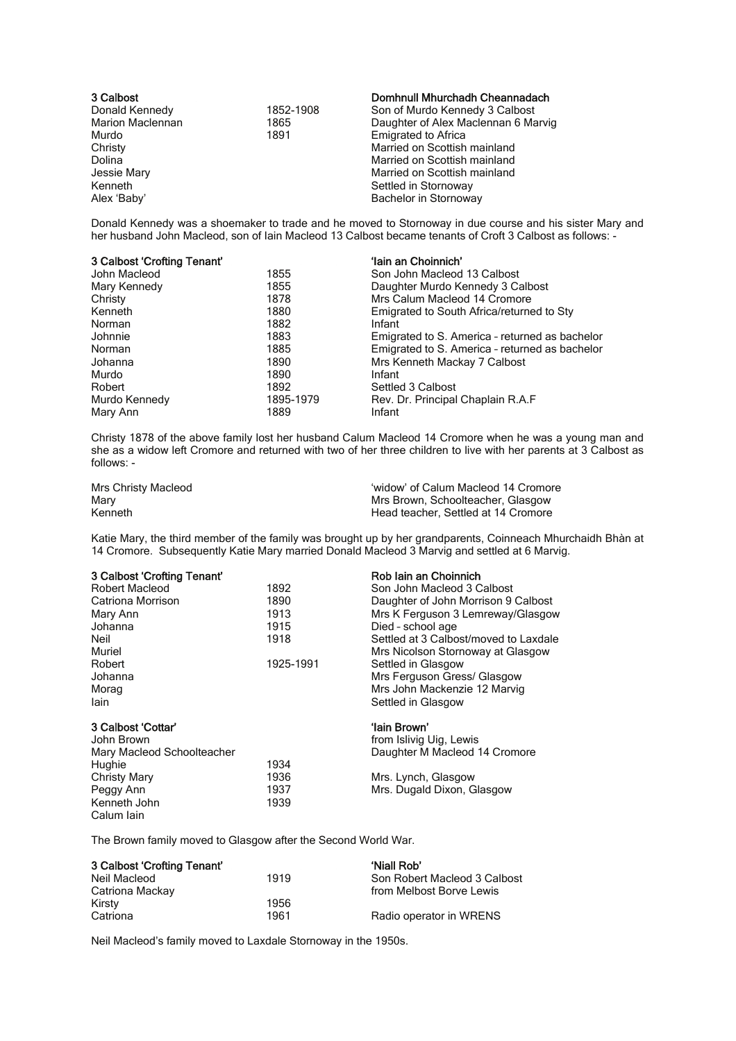| 3 Calbost | | Domhnull Mhurchadh Cheannadach |
|---|---|---|
| Donald Kennedy | 1852-1908 | Son of Murdo Kennedy 3 Calbost |
| Marion Maclennan | 1865 | Daughter of Alex Maclennan 6 Marvig |
| Murdo | 1891 | Emigrated to Africa |
| Christy | | Married on Scottish mainland |
| Dolina | | Married on Scottish mainland |
| Jessie Mary | | Married on Scottish mainland |
| Kenneth | | Settled in Stornoway |
| Alex 'Baby' | | Bachelor in Stornoway |

Donald Kennedy was a shoemaker to trade and he moved to Stornoway in due course and his sister Mary and her husband John Macleod, son of Iain Macleod 13 Calbost became tenants of Croft 3 Calbost as follows: -

| 3 Calbost 'Crofting Tenant' | | 'Iain an Choinnich' |
|---|---|---|
| John Macleod | 1855 | Son John Macleod 13 Calbost |
| Mary Kennedy | 1855 | Daughter Murdo Kennedy 3 Calbost |
| Christy | 1878 | Mrs Calum Macleod 14 Cromore |
| Kenneth | 1880 | Emigrated to South Africa/returned to Sty |
| Norman | 1882 | Infant |
| Johnnie | 1883 | Emigrated to S. America – returned as bachelor |
| Norman | 1885 | Emigrated to S. America – returned as bachelor |
| Johanna | 1890 | Mrs Kenneth Mackay 7 Calbost |
| Murdo | 1890 | Infant |
| Robert | 1892 | Settled 3 Calbost |
| Murdo Kennedy | 1895-1979 | Rev. Dr. Principal Chaplain R.A.F |
| Mary Ann | 1889 | Infant |

Christy 1878 of the above family lost her husband Calum Macleod 14 Cromore when he was a young man and she as a widow left Cromore and returned with two of her three children to live with her parents at 3 Calbost as follows: -

| | |
|---|---|
| Mrs Christy Macleod | 'widow' of Calum Macleod 14 Cromore |
| Mary | Mrs Brown, Schoolteacher, Glasgow |
| Kenneth | Head teacher, Settled at 14 Cromore |

Katie Mary, the third member of the family was brought up by her grandparents, Coinneach Mhurchaidh Bhàn at 14 Cromore. Subsequently Katie Mary married Donald Macleod 3 Marvig and settled at 6 Marvig.

| 3 Calbost 'Crofting Tenant' | | Rob Iain an Choinnich |
|---|---|---|
| Robert Macleod | 1892 | Son John Macleod 3 Calbost |
| Catriona Morrison | 1890 | Daughter of John Morrison 9 Calbost |
| Mary Ann | 1913 | Mrs K Ferguson 3 Lemreway/Glasgow |
| Johanna | 1915 | Died – school age |
| Neil | 1918 | Settled at 3 Calbost/moved to Laxdale |
| Muriel | | Mrs Nicolson Stornoway at Glasgow |
| Robert | 1925-1991 | Settled in Glasgow |
| Johanna | | Mrs Ferguson Gress/ Glasgow |
| Morag | | Mrs John Mackenzie 12 Marvig |
| Iain | | Settled in Glasgow |

| 3 Calbost 'Cottar' | | 'Iain Brown' |
|---|---|---|
| John Brown | | from Islivig Uig, Lewis |
| Mary Macleod Schoolteacher | | Daughter M Macleod 14 Cromore |
| Hughie | 1934 | |
| Christy Mary | 1936 | Mrs. Lynch, Glasgow |
| Peggy Ann | 1937 | Mrs. Dugald Dixon, Glasgow |
| Kenneth John | 1939 | |
| Calum Iain | | |

The Brown family moved to Glasgow after the Second World War.

| 3 Calbost 'Crofting Tenant' | | 'Niall Rob' |
|---|---|---|
| Neil Macleod | 1919 | Son Robert Macleod 3 Calbost |
| Catriona Mackay | | from Melbost Borve Lewis |
| Kirsty | 1956 | |
| Catriona | 1961 | Radio operator in WRENS |

Neil Macleod's family moved to Laxdale Stornoway in the 1950s.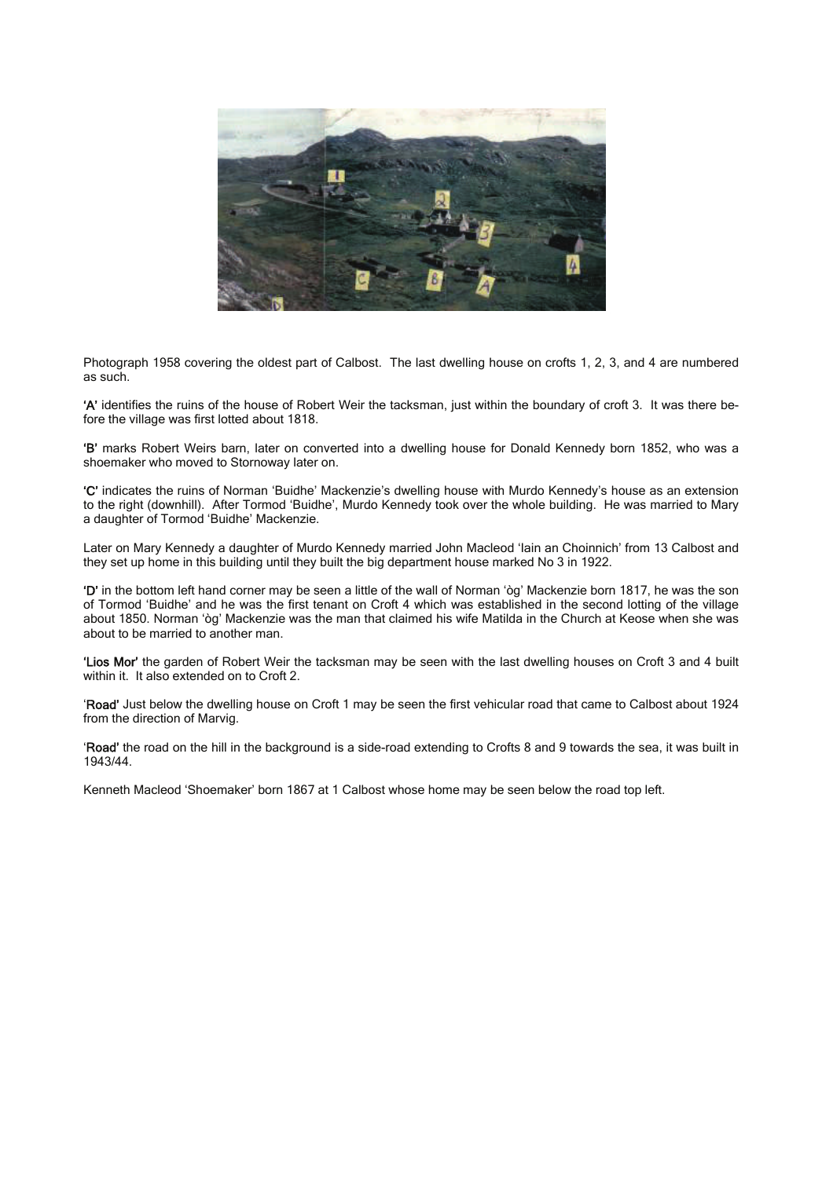Photograph 1958 covering the oldest part of Calbost. The last dwelling house on crofts 1, 2, 3, and 4 are numbered as such.

**'A'** identifies the ruins of the house of Robert Weir the tacksman, just within the boundary of croft 3. It was there before the village was first lotted about 1818.

**'B'** marks Robert Weirs barn, later on converted into a dwelling house for Donald Kennedy born 1852, who was a shoemaker who moved to Stornoway later on.

**'C'** indicates the ruins of Norman 'Buidhe' Mackenzie's dwelling house with Murdo Kennedy's house as an extension to the right (downhill). After Tormod 'Buidhe', Murdo Kennedy took over the whole building. He was married to Mary a daughter of Tormod 'Buidhe' Mackenzie.

Later on Mary Kennedy a daughter of Murdo Kennedy married John Macleod 'Iain an Choinnich' from 13 Calbost and they set up home in this building until they built the big department house marked No 3 in 1922.

**'D'** in the bottom left hand corner may be seen a little of the wall of Norman 'òg' Mackenzie born 1817, he was the son of Tormod 'Buidhe' and he was the first tenant on Croft 4 which was established in the second lotting of the village about 1850. Norman 'òg' Mackenzie was the man that claimed his wife Matilda in the Church at Keose when she was about to be married to another man.

**'Lios Mor'** the garden of Robert Weir the tacksman may be seen with the last dwelling houses on Croft 3 and 4 built within it. It also extended on to Croft 2.

'**Road'** Just below the dwelling house on Croft 1 may be seen the first vehicular road that came to Calbost about 1924 from the direction of Marvig.

'**Road'** the road on the hill in the background is a side-road extending to Crofts 8 and 9 towards the sea, it was built in 1943/44.

Kenneth Macleod 'Shoemaker' born 1867 at 1 Calbost whose home may be seen below the road top left.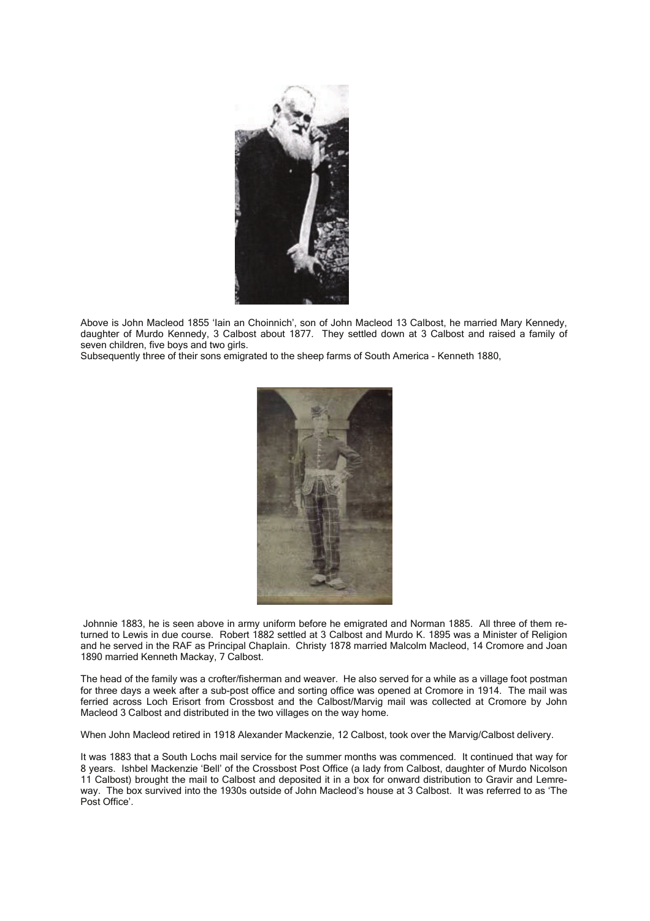Above is John Macleod 1855 'Iain an Choinnich', son of John Macleod 13 Calbost, he married Mary Kennedy, daughter of Murdo Kennedy, 3 Calbost about 1877. They settled down at 3 Calbost and raised a family of seven children, five boys and two girls.

Subsequently three of their sons emigrated to the sheep farms of South America - Kenneth 1880,

Johnnie 1883, he is seen above in army uniform before he emigrated and Norman 1885. All three of them returned to Lewis in due course. Robert 1882 settled at 3 Calbost and Murdo K. 1895 was a Minister of Religion and he served in the RAF as Principal Chaplain. Christy 1878 married Malcolm Macleod, 14 Cromore and Joan 1890 married Kenneth Mackay, 7 Calbost.

The head of the family was a crofter/fisherman and weaver. He also served for a while as a village foot postman for three days a week after a sub-post office and sorting office was opened at Cromore in 1914. The mail was ferried across Loch Erisort from Crossbost and the Calbost/Marvig mail was collected at Cromore by John Macleod 3 Calbost and distributed in the two villages on the way home.

When John Macleod retired in 1918 Alexander Mackenzie, 12 Calbost, took over the Marvig/Calbost delivery.

It was 1883 that a South Lochs mail service for the summer months was commenced. It continued that way for 8 years. Ishbel Mackenzie 'Bell' of the Crossbost Post Office (a lady from Calbost, daughter of Murdo Nicolson 11 Calbost) brought the mail to Calbost and deposited it in a box for onward distribution to Gravir and Lemreway. The box survived into the 1930s outside of John Macleod's house at 3 Calbost. It was referred to as 'The Post Office'.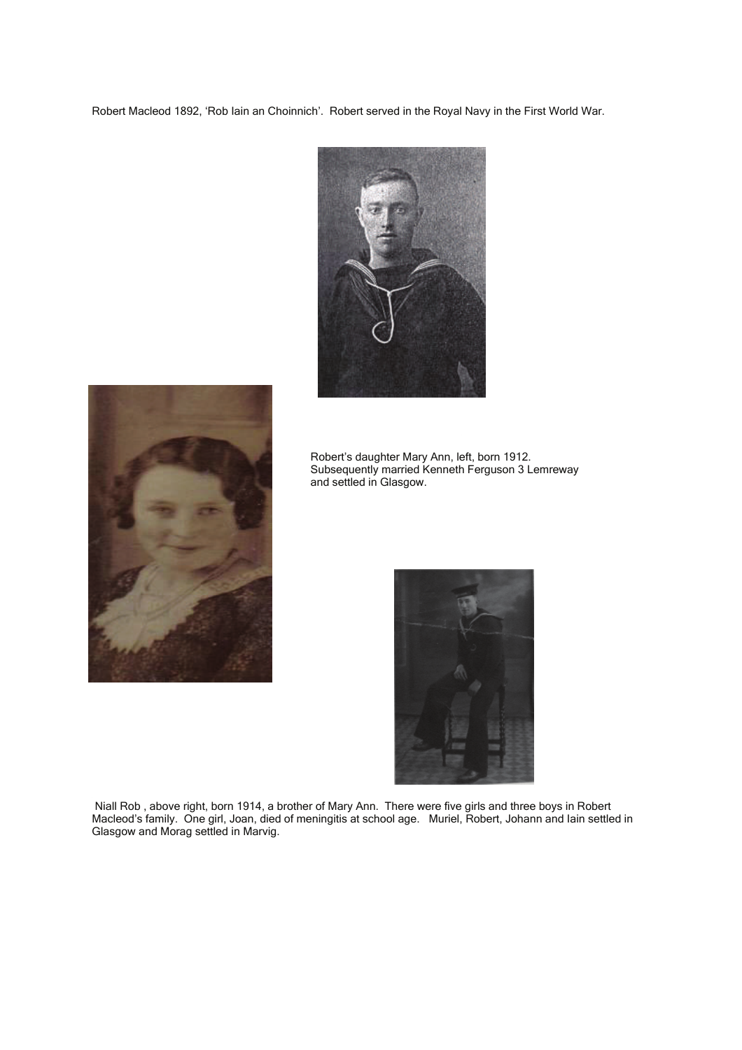Robert Macleod 1892, 'Rob Iain an Choinnich'. Robert served in the Royal Navy in the First World War.

Robert's daughter Mary Ann, left, born 1912. Subsequently married Kenneth Ferguson 3 Lemreway and settled in Glasgow.

Niall Rob , above right, born 1914, a brother of Mary Ann. There were five girls and three boys in Robert Macleod's family. One girl, Joan, died of meningitis at school age. Muriel, Robert, Johann and Iain settled in Glasgow and Morag settled in Marvig.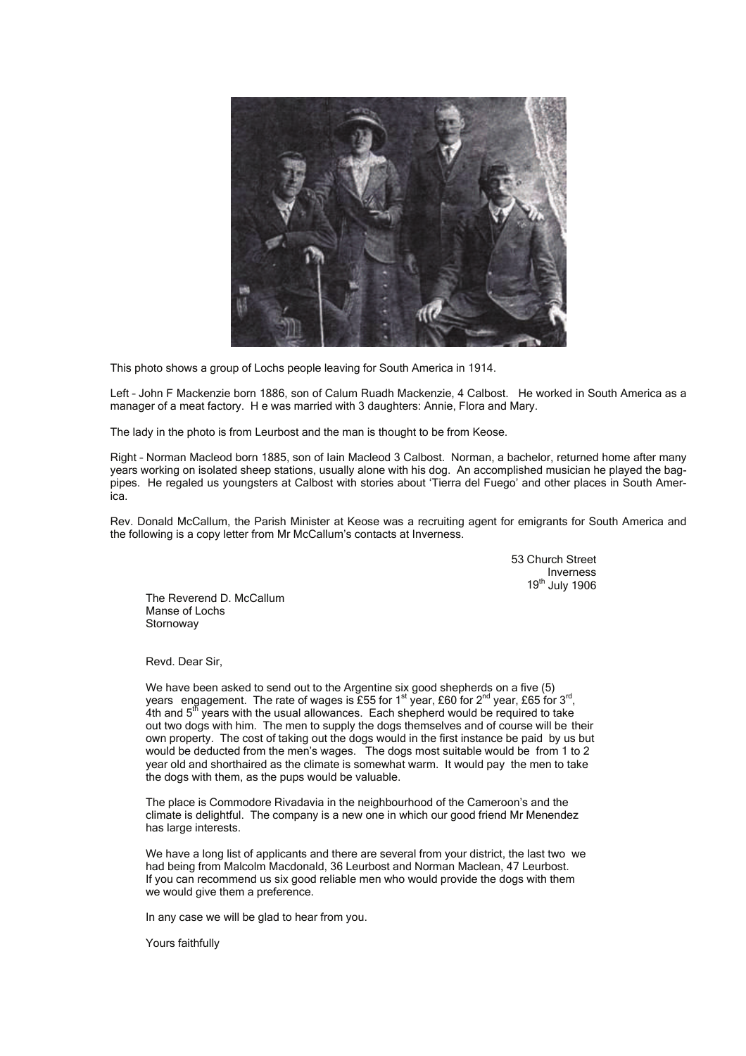This photo shows a group of Lochs people leaving for South America in 1914.

Left – John F Mackenzie born 1886, son of Calum Ruadh Mackenzie, 4 Calbost. He worked in South America as a manager of a meat factory. H e was married with 3 daughters: Annie, Flora and Mary.

The lady in the photo is from Leurbost and the man is thought to be from Keose.

Right – Norman Macleod born 1885, son of Iain Macleod 3 Calbost. Norman, a bachelor, returned home after many years working on isolated sheep stations, usually alone with his dog. An accomplished musician he played the bagpipes. He regaled us youngsters at Calbost with stories about 'Tierra del Fuego' and other places in South America.

Rev. Donald McCallum, the Parish Minister at Keose was a recruiting agent for emigrants for South America and the following is a copy letter from Mr McCallum's contacts at Inverness.

53 Church Street
Inverness
19th July 1906

The Reverend D. McCallum
Manse of Lochs
Stornoway

Revd. Dear Sir,

We have been asked to send out to the Argentine six good shepherds on a five (5) years engagement. The rate of wages is £55 for 1st year, £60 for 2nd year, £65 for 3rd, 4th and 5th years with the usual allowances. Each shepherd would be required to take out two dogs with him. The men to supply the dogs themselves and of course will be their own property. The cost of taking out the dogs would in the first instance be paid by us but would be deducted from the men's wages. The dogs most suitable would be from 1 to 2 year old and shorthaired as the climate is somewhat warm. It would pay the men to take the dogs with them, as the pups would be valuable.

The place is Commodore Rivadavia in the neighbourhood of the Cameroon's and the climate is delightful. The company is a new one in which our good friend Mr Menendez has large interests.

We have a long list of applicants and there are several from your district, the last two we had being from Malcolm Macdonald, 36 Leurbost and Norman Maclean, 47 Leurbost. If you can recommend us six good reliable men who would provide the dogs with them we would give them a preference.

In any case we will be glad to hear from you.

Yours faithfully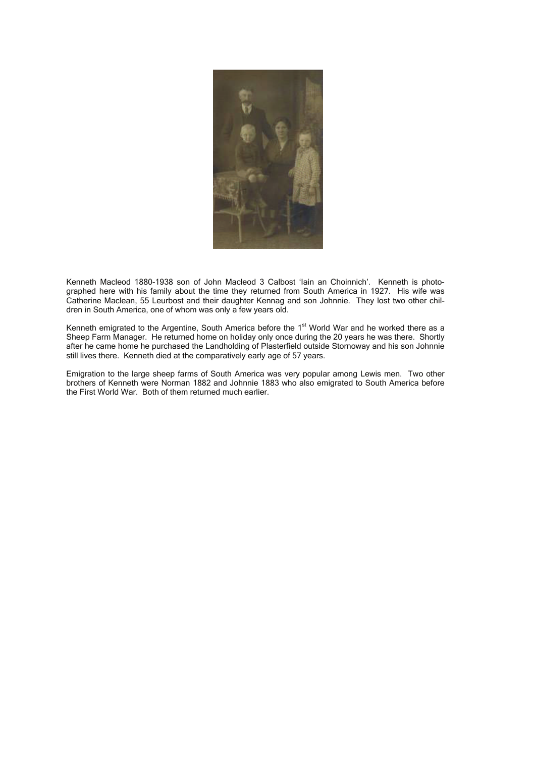Kenneth Macleod 1880-1938 son of John Macleod 3 Calbost 'Iain an Choinnich'. Kenneth is photographed here with his family about the time they returned from South America in 1927. His wife was Catherine Maclean, 55 Leurbost and their daughter Kennag and son Johnnie. They lost two other children in South America, one of whom was only a few years old.

Kenneth emigrated to the Argentine, South America before the 1st World War and he worked there as a Sheep Farm Manager. He returned home on holiday only once during the 20 years he was there. Shortly after he came home he purchased the Landholding of Plasterfield outside Stornoway and his son Johnnie still lives there. Kenneth died at the comparatively early age of 57 years.

Emigration to the large sheep farms of South America was very popular among Lewis men. Two other brothers of Kenneth were Norman 1882 and Johnnie 1883 who also emigrated to South America before the First World War. Both of them returned much earlier.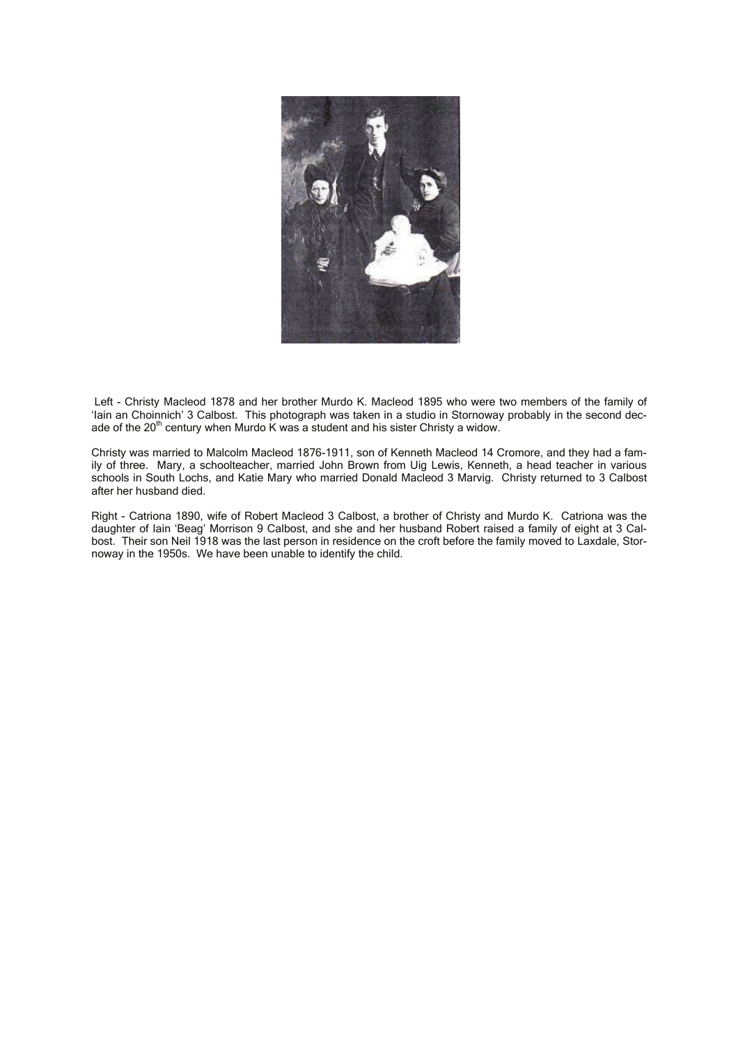Left - Christy Macleod 1878 and her brother Murdo K. Macleod 1895 who were two members of the family of 'Iain an Choinnich' 3 Calbost. This photograph was taken in a studio in Stornoway probably in the second decade of the 20th century when Murdo K was a student and his sister Christy a widow.

Christy was married to Malcolm Macleod 1876-1911, son of Kenneth Macleod 14 Cromore, and they had a family of three. Mary, a schoolteacher, married John Brown from Uig Lewis, Kenneth, a head teacher in various schools in South Lochs, and Katie Mary who married Donald Macleod 3 Marvig. Christy returned to 3 Calbost after her husband died.

Right - Catriona 1890, wife of Robert Macleod 3 Calbost, a brother of Christy and Murdo K. Catriona was the daughter of Iain 'Beag' Morrison 9 Calbost, and she and her husband Robert raised a family of eight at 3 Calbost. Their son Neil 1918 was the last person in residence on the croft before the family moved to Laxdale, Stornoway in the 1950s. We have been unable to identify the child.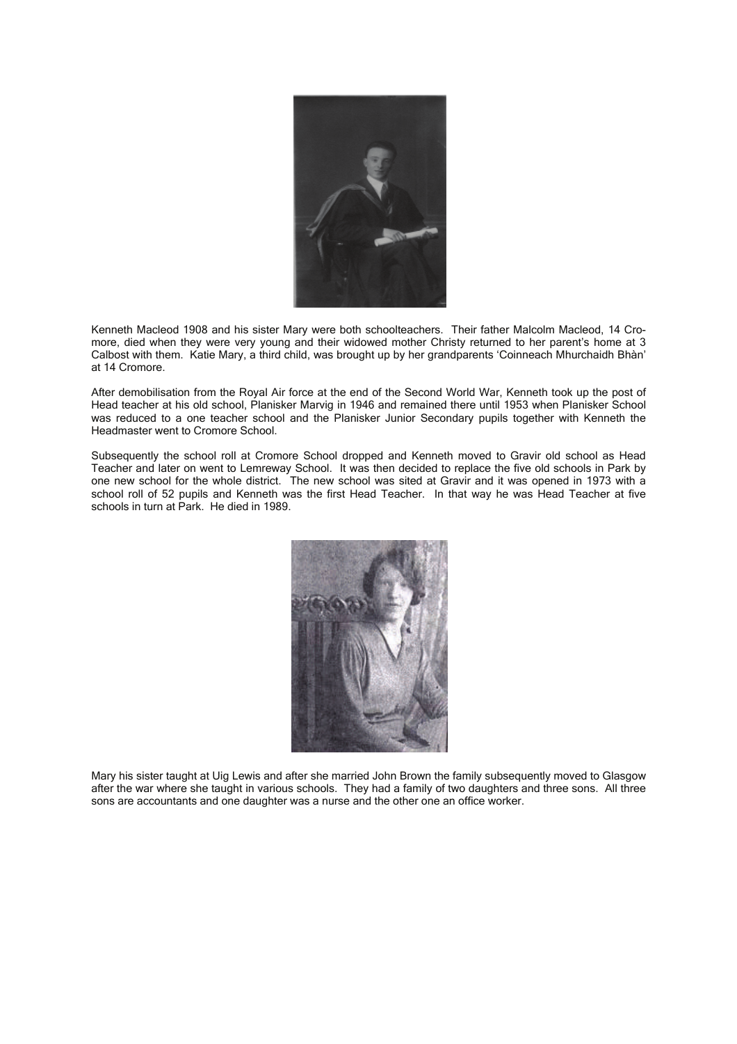Kenneth Macleod 1908 and his sister Mary were both schoolteachers. Their father Malcolm Macleod, 14 Cromore, died when they were very young and their widowed mother Christy returned to her parent's home at 3 Calbost with them. Katie Mary, a third child, was brought up by her grandparents 'Coinneach Mhurchaidh Bhàn' at 14 Cromore.

After demobilisation from the Royal Air force at the end of the Second World War, Kenneth took up the post of Head teacher at his old school, Planisker Marvig in 1946 and remained there until 1953 when Planisker School was reduced to a one teacher school and the Planisker Junior Secondary pupils together with Kenneth the Headmaster went to Cromore School.

Subsequently the school roll at Cromore School dropped and Kenneth moved to Gravir old school as Head Teacher and later on went to Lemreway School. It was then decided to replace the five old schools in Park by one new school for the whole district. The new school was sited at Gravir and it was opened in 1973 with a school roll of 52 pupils and Kenneth was the first Head Teacher. In that way he was Head Teacher at five schools in turn at Park. He died in 1989.

Mary his sister taught at Uig Lewis and after she married John Brown the family subsequently moved to Glasgow after the war where she taught in various schools. They had a family of two daughters and three sons. All three sons are accountants and one daughter was a nurse and the other one an office worker.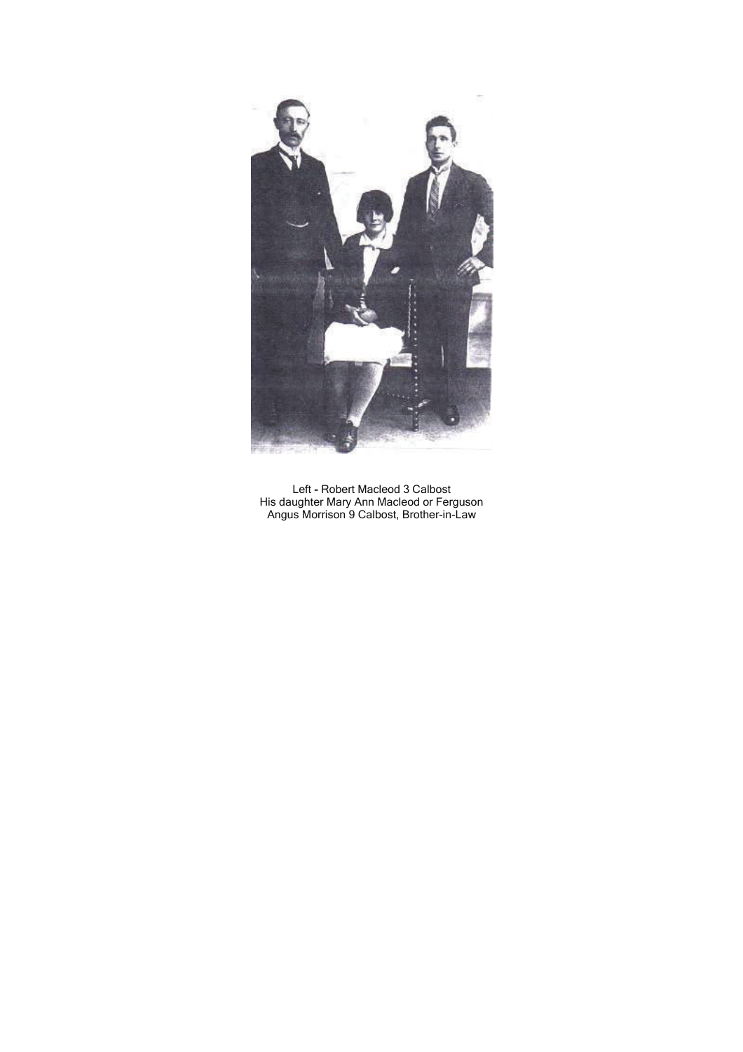Left - Robert Macleod 3 Calbost
His daughter Mary Ann Macleod or Ferguson
Angus Morrison 9 Calbost, Brother-in-Law